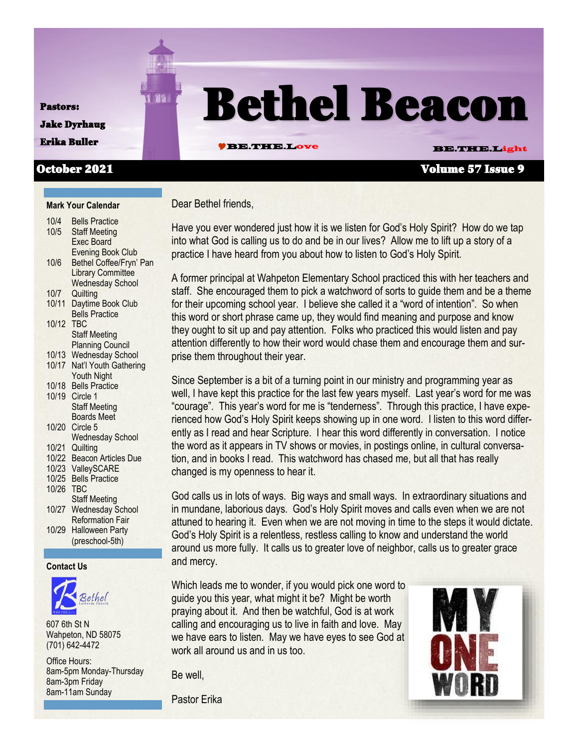Pastors:

Jake Dyrhaug

Erika Buller

# Bethel Beacon

♥BE.THE.Love BE.THE.Light

**October 2021** **Volume 57 Issue 9**

**Mark Your Calendar**

10/4 Bells Practice
10/5 Staff Meeting
Exec Board
Evening Book Club
10/6 Bethel Coffee/Fryn' Pan
Library Committee
Wednesday School
10/7 Quilting
10/11 Daytime Book Club
Bells Practice
10/12 TBC
Staff Meeting
Planning Council
10/13 Wednesday School
10/17 Nat'l Youth Gathering
Youth Night
10/18 Bells Practice
10/19 Circle 1
Staff Meeting
Boards Meet
10/20 Circle 5
Wednesday School
10/21 Quilting
10/22 Beacon Articles Due
10/23 ValleySCARE
10/25 Bells Practice
10/26 TBC
Staff Meeting
10/27 Wednesday School
Reformation Fair
10/29 Halloween Party
(preschool-5th)

**Contact Us**

Bethel Lutheran Church

607 6th St N
Wahpeton, ND 58075
(701) 642-4472

Office Hours:
8am-5pm Monday-Thursday
8am-3pm Friday
8am-11am Sunday

Dear Bethel friends,

Have you ever wondered just how it is we listen for God's Holy Spirit? How do we tap into what God is calling us to do and be in our lives? Allow me to lift up a story of a practice I have heard from you about how to listen to God's Holy Spirit.

A former principal at Wahpeton Elementary School practiced this with her teachers and staff. She encouraged them to pick a watchword of sorts to guide them and be a theme for their upcoming school year. I believe she called it a "word of intention". So when this word or short phrase came up, they would find meaning and purpose and know they ought to sit up and pay attention. Folks who practiced this would listen and pay attention differently to how their word would chase them and encourage them and surprise them throughout their year.

Since September is a bit of a turning point in our ministry and programming year as well, I have kept this practice for the last few years myself. Last year's word for me was "courage". This year's word for me is "tenderness". Through this practice, I have experienced how God's Holy Spirit keeps showing up in one word. I listen to this word differently as I read and hear Scripture. I hear this word differently in conversation. I notice the word as it appears in TV shows or movies, in postings online, in cultural conversation, and in books I read. This watchword has chased me, but all that has really changed is my openness to hear it.

God calls us in lots of ways. Big ways and small ways. In extraordinary situations and in mundane, laborious days. God's Holy Spirit moves and calls even when we are not attuned to hearing it. Even when we are not moving in time to the steps it would dictate. God's Holy Spirit is a relentless, restless calling to know and understand the world around us more fully. It calls us to greater love of neighbor, calls us to greater grace and mercy.

Which leads me to wonder, if you would pick one word to guide you this year, what might it be? Might be worth praying about it. And then be watchful, God is at work calling and encouraging us to live in faith and love. May we have ears to listen. May we have eyes to see God at work all around us and in us too.

MY ONE WORD

Be well,

Pastor Erika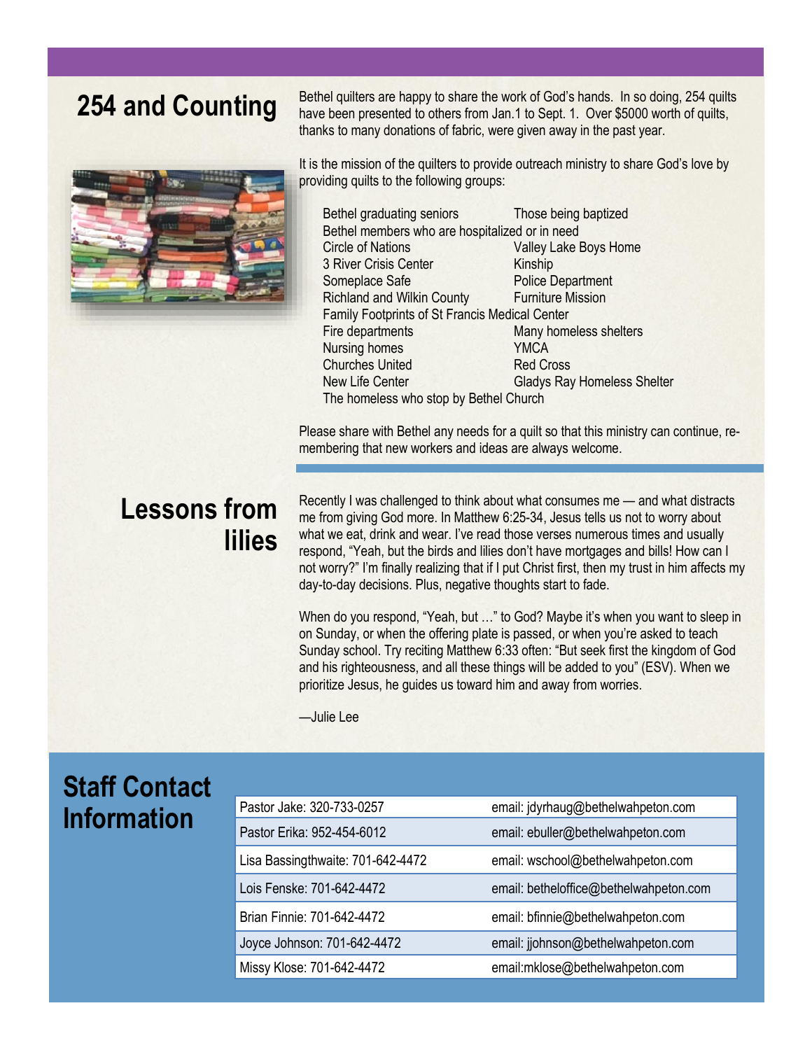## 254 and Counting

Bethel quilters are happy to share the work of God's hands. In so doing, 254 quilts have been presented to others from Jan.1 to Sept. 1. Over $5000 worth of quilts, thanks to many donations of fabric, were given away in the past year.

It is the mission of the quilters to provide outreach ministry to share God's love by providing quilts to the following groups:

- Bethel graduating seniors
- Those being baptized
- Bethel members who are hospitalized or in need
- Circle of Nations
- Valley Lake Boys Home
- 3 River Crisis Center
- Kinship
- Someplace Safe
- Police Department
- Richland and Wilkin County
- Furniture Mission
- Family Footprints of St Francis Medical Center
- Fire departments
- Many homeless shelters
- Nursing homes
- YMCA
- Churches United
- Red Cross
- New Life Center
- Gladys Ray Homeless Shelter
- The homeless who stop by Bethel Church

Please share with Bethel any needs for a quilt so that this ministry can continue, remembering that new workers and ideas are always welcome.

## Lessons from lilies

Recently I was challenged to think about what consumes me — and what distracts me from giving God more. In Matthew 6:25-34, Jesus tells us not to worry about what we eat, drink and wear. I've read those verses numerous times and usually respond, "Yeah, but the birds and lilies don't have mortgages and bills! How can I not worry?" I'm finally realizing that if I put Christ first, then my trust in him affects my day-to-day decisions. Plus, negative thoughts start to fade.

When do you respond, "Yeah, but …" to God? Maybe it's when you want to sleep in on Sunday, or when the offering plate is passed, or when you're asked to teach Sunday school. Try reciting Matthew 6:33 often: "But seek first the kingdom of God and his righteousness, and all these things will be added to you" (ESV). When we prioritize Jesus, he guides us toward him and away from worries.

—Julie Lee

## Staff Contact Information

| | |
|---|---|
| Pastor Jake: 320-733-0257 | email: jdyrhaug@bethelwahpeton.com |
| Pastor Erika: 952-454-6012 | email: ebuller@bethelwahpeton.com |
| Lisa Bassingthwaite: 701-642-4472 | email: wschool@bethelwahpeton.com |
| Lois Fenske: 701-642-4472 | email: betheloffice@bethelwahpeton.com |
| Brian Finnie: 701-642-4472 | email: bfinnie@bethelwahpeton.com |
| Joyce Johnson: 701-642-4472 | email: jjohnson@bethelwahpeton.com |
| Missy Klose: 701-642-4472 | email:mklose@bethelwahpeton.com |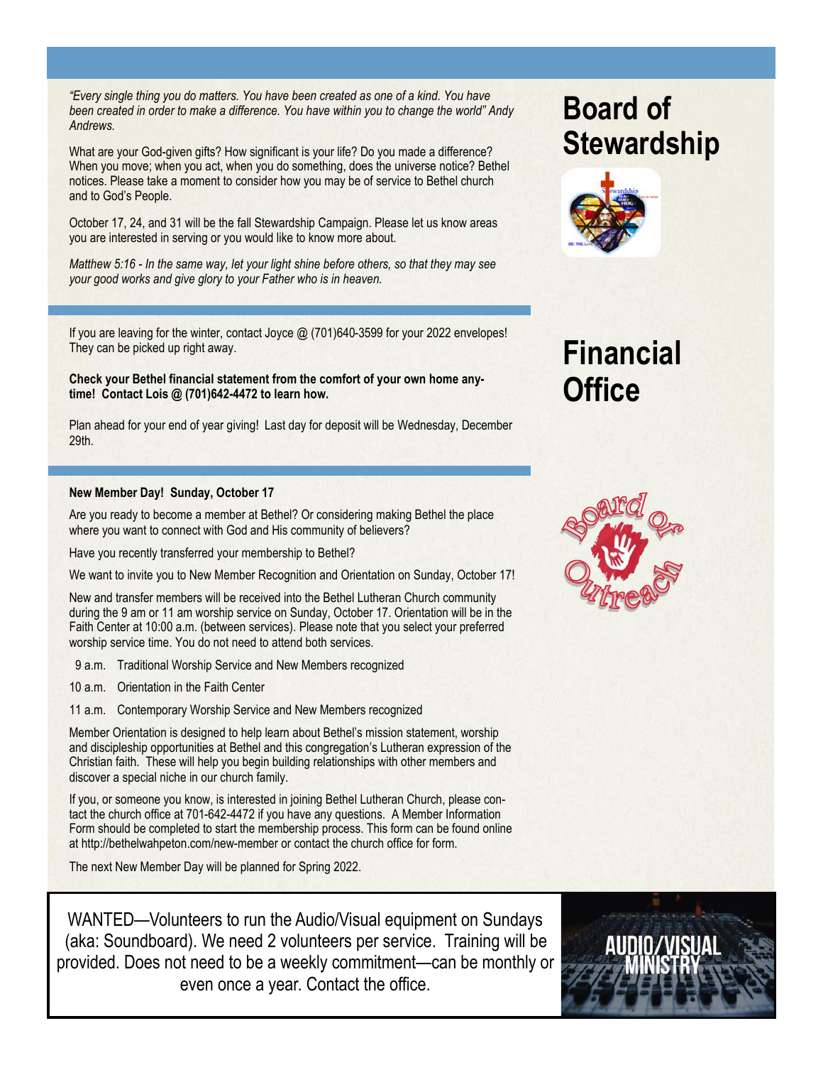## Board of Stewardship

*"Every single thing you do matters. You have been created as one of a kind. You have been created in order to make a difference. You have within you to change the world" Andy Andrews.*

What are your God-given gifts? How significant is your life? Do you made a difference? When you move; when you act, when you do something, does the universe notice? Bethel notices. Please take a moment to consider how you may be of service to Bethel church and to God's People.

October 17, 24, and 31 will be the fall Stewardship Campaign. Please let us know areas you are interested in serving or you would like to know more about.

*Matthew 5:16 - In the same way, let your light shine before others, so that they may see your good works and give glory to your Father who is in heaven.*

## Financial Office

If you are leaving for the winter, contact Joyce @ (701)640-3599 for your 2022 envelopes! They can be picked up right away.

**Check your Bethel financial statement from the comfort of your own home any-time! Contact Lois @ (701)642-4472 to learn how.**

Plan ahead for your end of year giving! Last day for deposit will be Wednesday, December 29th.

## Board of Outreach

**New Member Day! Sunday, October 17**

Are you ready to become a member at Bethel? Or considering making Bethel the place where you want to connect with God and His community of believers?

Have you recently transferred your membership to Bethel?

We want to invite you to New Member Recognition and Orientation on Sunday, October 17!

New and transfer members will be received into the Bethel Lutheran Church community during the 9 am or 11 am worship service on Sunday, October 17. Orientation will be in the Faith Center at 10:00 a.m. (between services). Please note that you select your preferred worship service time. You do not need to attend both services.

9 a.m. Traditional Worship Service and New Members recognized

10 a.m. Orientation in the Faith Center

11 a.m. Contemporary Worship Service and New Members recognized

Member Orientation is designed to help learn about Bethel's mission statement, worship and discipleship opportunities at Bethel and this congregation's Lutheran expression of the Christian faith. These will help you begin building relationships with other members and discover a special niche in our church family.

If you, or someone you know, is interested in joining Bethel Lutheran Church, please contact the church office at 701-642-4472 if you have any questions. A Member Information Form should be completed to start the membership process. This form can be found online at http://bethelwahpeton.com/new-member or contact the church office for form.

The next New Member Day will be planned for Spring 2022.

## Audio/Visual Ministry

WANTED—Volunteers to run the Audio/Visual equipment on Sundays (aka: Soundboard). We need 2 volunteers per service. Training will be provided. Does not need to be a weekly commitment—can be monthly or even once a year. Contact the office.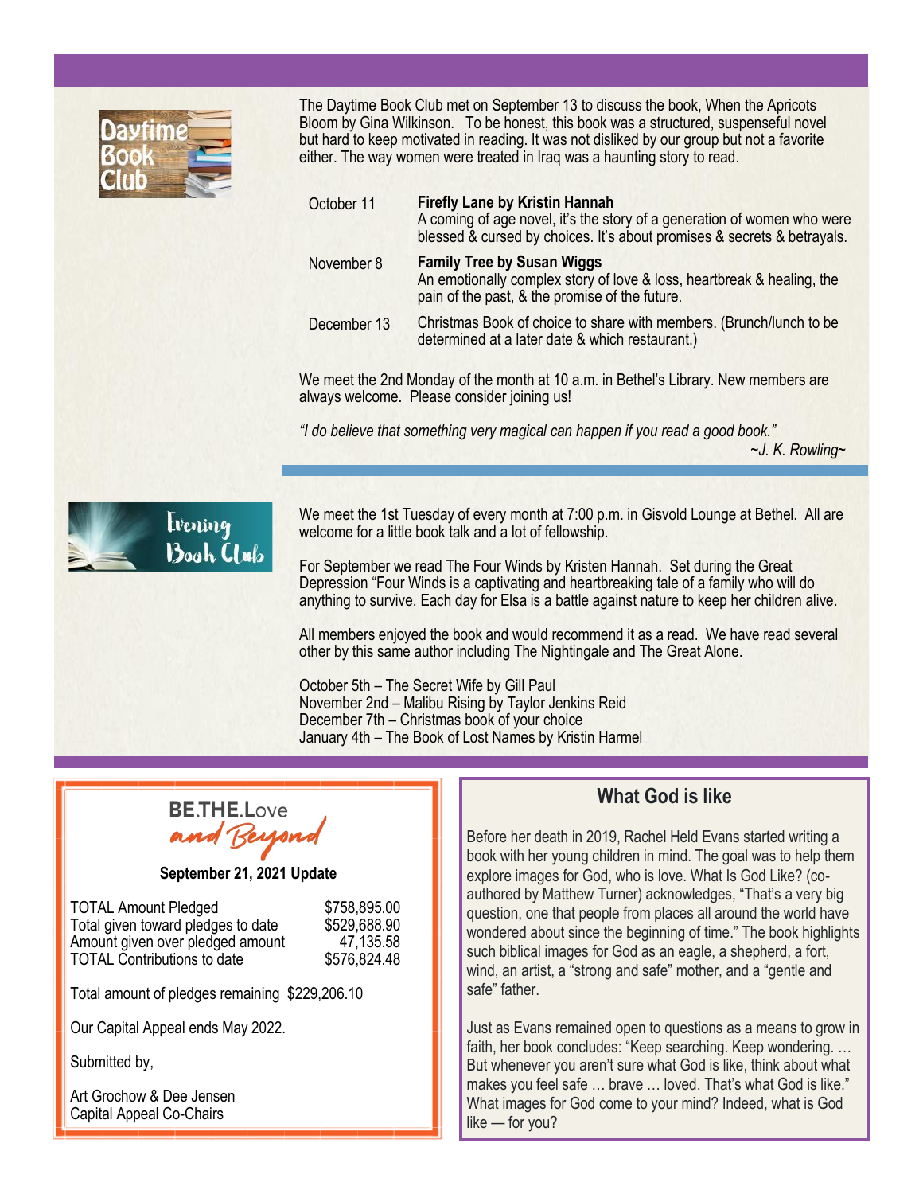## Daytime Book Club

The Daytime Book Club met on September 13 to discuss the book, When the Apricots Bloom by Gina Wilkinson. To be honest, this book was a structured, suspenseful novel but hard to keep motivated in reading. It was not disliked by our group but not a favorite either. The way women were treated in Iraq was a haunting story to read.

| | |
|---|---|
| October 11 | **Firefly Lane by Kristin Hannah** A coming of age novel, it's the story of a generation of women who were blessed & cursed by choices. It's about promises & secrets & betrayals. |
| November 8 | **Family Tree by Susan Wiggs** An emotionally complex story of love & loss, heartbreak & healing, the pain of the past, & the promise of the future. |
| December 13 | Christmas Book of choice to share with members. (Brunch/lunch to be determined at a later date & which restaurant.) |

We meet the 2nd Monday of the month at 10 a.m. in Bethel's Library. New members are always welcome. Please consider joining us!

*"I do believe that something very magical can happen if you read a good book."*
*~J. K. Rowling~*

## Evening Book Club

We meet the 1st Tuesday of every month at 7:00 p.m. in Gisvold Lounge at Bethel. All are welcome for a little book talk and a lot of fellowship.

For September we read The Four Winds by Kristen Hannah. Set during the Great Depression "Four Winds is a captivating and heartbreaking tale of a family who will do anything to survive. Each day for Elsa is a battle against nature to keep her children alive.

All members enjoyed the book and would recommend it as a read. We have read several other by this same author including The Nightingale and The Great Alone.

October 5th – The Secret Wife by Gill Paul
November 2nd – Malibu Rising by Taylor Jenkins Reid
December 7th – Christmas book of your choice
January 4th – The Book of Lost Names by Kristin Harmel

## BE.THE.Love and Beyond

**September 21, 2021 Update**

| | |
|---|---|
| TOTAL Amount Pledged | $758,895.00 |
| Total given toward pledges to date | $529,688.90 |
| Amount given over pledged amount | 47,135.58 |
| TOTAL Contributions to date | $576,824.48 |

Total amount of pledges remaining $229,206.10

Our Capital Appeal ends May 2022.

Submitted by,

Art Grochow & Dee Jensen
Capital Appeal Co-Chairs

## What God is like

Before her death in 2019, Rachel Held Evans started writing a book with her young children in mind. The goal was to help them explore images for God, who is love. What Is God Like? (co-authored by Matthew Turner) acknowledges, "That's a very big question, one that people from places all around the world have wondered about since the beginning of time." The book highlights such biblical images for God as an eagle, a shepherd, a fort, wind, an artist, a "strong and safe" mother, and a "gentle and safe" father.

Just as Evans remained open to questions as a means to grow in faith, her book concludes: "Keep searching. Keep wondering. … But whenever you aren't sure what God is like, think about what makes you feel safe … brave … loved. That's what God is like." What images for God come to your mind? Indeed, what is God like — for you?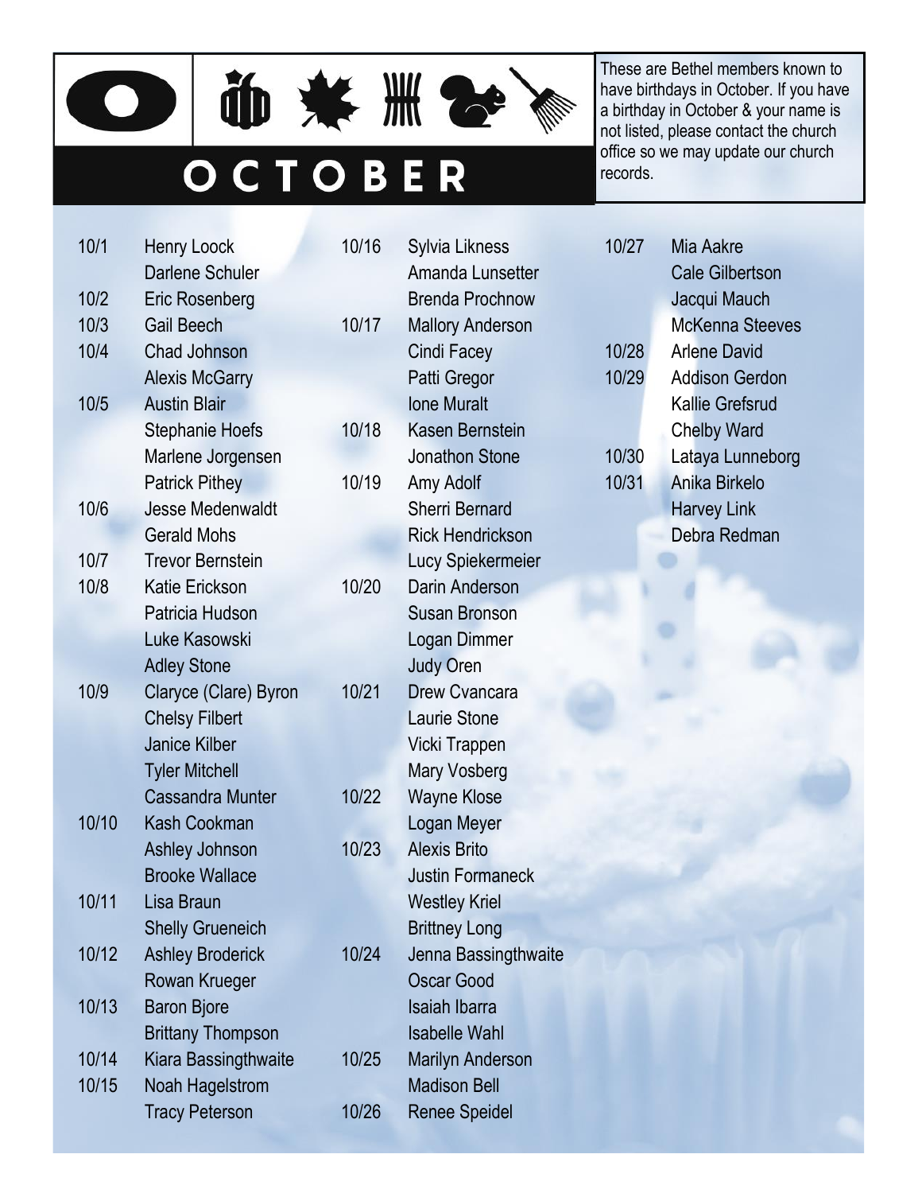# OCTOBER

These are Bethel members known to have birthdays in October. If you have a birthday in October & your name is not listed, please contact the church office so we may update our church records.

| Date | Name |
|---|---|
| 10/1 | Henry Loock |
| | Darlene Schuler |
| 10/2 | Eric Rosenberg |
| 10/3 | Gail Beech |
| 10/4 | Chad Johnson |
| | Alexis McGarry |
| 10/5 | Austin Blair |
| | Stephanie Hoefs |
| | Marlene Jorgensen |
| | Patrick Pithey |
| 10/6 | Jesse Medenwaldt |
| | Gerald Mohs |
| 10/7 | Trevor Bernstein |
| 10/8 | Katie Erickson |
| | Patricia Hudson |
| | Luke Kasowski |
| | Adley Stone |
| 10/9 | Claryce (Clare) Byron |
| | Chelsy Filbert |
| | Janice Kilber |
| | Tyler Mitchell |
| | Cassandra Munter |
| 10/10 | Kash Cookman |
| | Ashley Johnson |
| | Brooke Wallace |
| 10/11 | Lisa Braun |
| | Shelly Grueneich |
| 10/12 | Ashley Broderick |
| | Rowan Krueger |
| 10/13 | Baron Bjore |
| | Brittany Thompson |
| 10/14 | Kiara Bassingthwaite |
| 10/15 | Noah Hagelstrom |
| | Tracy Peterson |
| 10/16 | Sylvia Likness |
| | Amanda Lunsetter |
| | Brenda Prochnow |
| 10/17 | Mallory Anderson |
| | Cindi Facey |
| | Patti Gregor |
| | Ione Muralt |
| 10/18 | Kasen Bernstein |
| | Jonathon Stone |
| 10/19 | Amy Adolf |
| | Sherri Bernard |
| | Rick Hendrickson |
| | Lucy Spiekermeier |
| 10/20 | Darin Anderson |
| | Susan Bronson |
| | Logan Dimmer |
| | Judy Oren |
| 10/21 | Drew Cvancara |
| | Laurie Stone |
| | Vicki Trappen |
| | Mary Vosberg |
| 10/22 | Wayne Klose |
| | Logan Meyer |
| 10/23 | Alexis Brito |
| | Justin Formaneck |
| | Westley Kriel |
| | Brittney Long |
| 10/24 | Jenna Bassingthwaite |
| | Oscar Good |
| | Isaiah Ibarra |
| | Isabelle Wahl |
| 10/25 | Marilyn Anderson |
| | Madison Bell |
| 10/26 | Renee Speidel |
| 10/27 | Mia Aakre |
| | Cale Gilbertson |
| | Jacqui Mauch |
| | McKenna Steeves |
| 10/28 | Arlene David |
| 10/29 | Addison Gerdon |
| | Kallie Grefsrud |
| | Chelby Ward |
| 10/30 | Lataya Lunneborg |
| 10/31 | Anika Birkelo |
| | Harvey Link |
| | Debra Redman |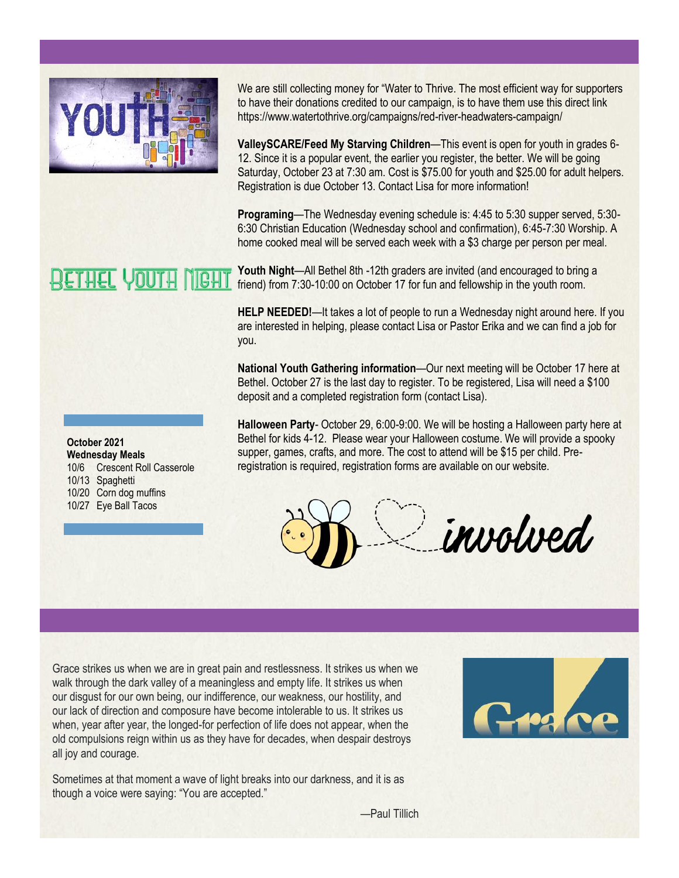We are still collecting money for "Water to Thrive. The most efficient way for supporters to have their donations credited to our campaign, is to have them use this direct link https://www.watertothrive.org/campaigns/red-river-headwaters-campaign/

**ValleySCARE/Feed My Starving Children**—This event is open for youth in grades 6-12. Since it is a popular event, the earlier you register, the better. We will be going Saturday, October 23 at 7:30 am. Cost is $75.00 for youth and $25.00 for adult helpers. Registration is due October 13. Contact Lisa for more information!

**Programing**—The Wednesday evening schedule is: 4:45 to 5:30 supper served, 5:30-6:30 Christian Education (Wednesday school and confirmation), 6:45-7:30 Worship. A home cooked meal will be served each week with a $3 charge per person per meal.

## Bethel Youth Night

**Youth Night**—All Bethel 8th -12th graders are invited (and encouraged to bring a friend) from 7:30-10:00 on October 17 for fun and fellowship in the youth room.

**HELP NEEDED!**—It takes a lot of people to run a Wednesday night around here. If you are interested in helping, please contact Lisa or Pastor Erika and we can find a job for you.

**National Youth Gathering information**—Our next meeting will be October 17 here at Bethel. October 27 is the last day to register. To be registered, Lisa will need a $100 deposit and a completed registration form (contact Lisa).

**Halloween Party**- October 29, 6:00-9:00. We will be hosting a Halloween party here at Bethel for kids 4-12. Please wear your Halloween costume. We will provide a spooky supper, games, crafts, and more. The cost to attend will be $15 per child. Pre-registration is required, registration forms are available on our website.

**October 2021**
**Wednesday Meals**

10/6 Crescent Roll Casserole
10/13 Spaghetti
10/20 Corn dog muffins
10/27 Eye Ball Tacos

involved

Grace strikes us when we are in great pain and restlessness. It strikes us when we walk through the dark valley of a meaningless and empty life. It strikes us when our disgust for our own being, our indifference, our weakness, our hostility, and our lack of direction and composure have become intolerable to us. It strikes us when, year after year, the longed-for perfection of life does not appear, when the old compulsions reign within us as they have for decades, when despair destroys all joy and courage.

Sometimes at that moment a wave of light breaks into our darkness, and it is as though a voice were saying: "You are accepted."

—Paul Tillich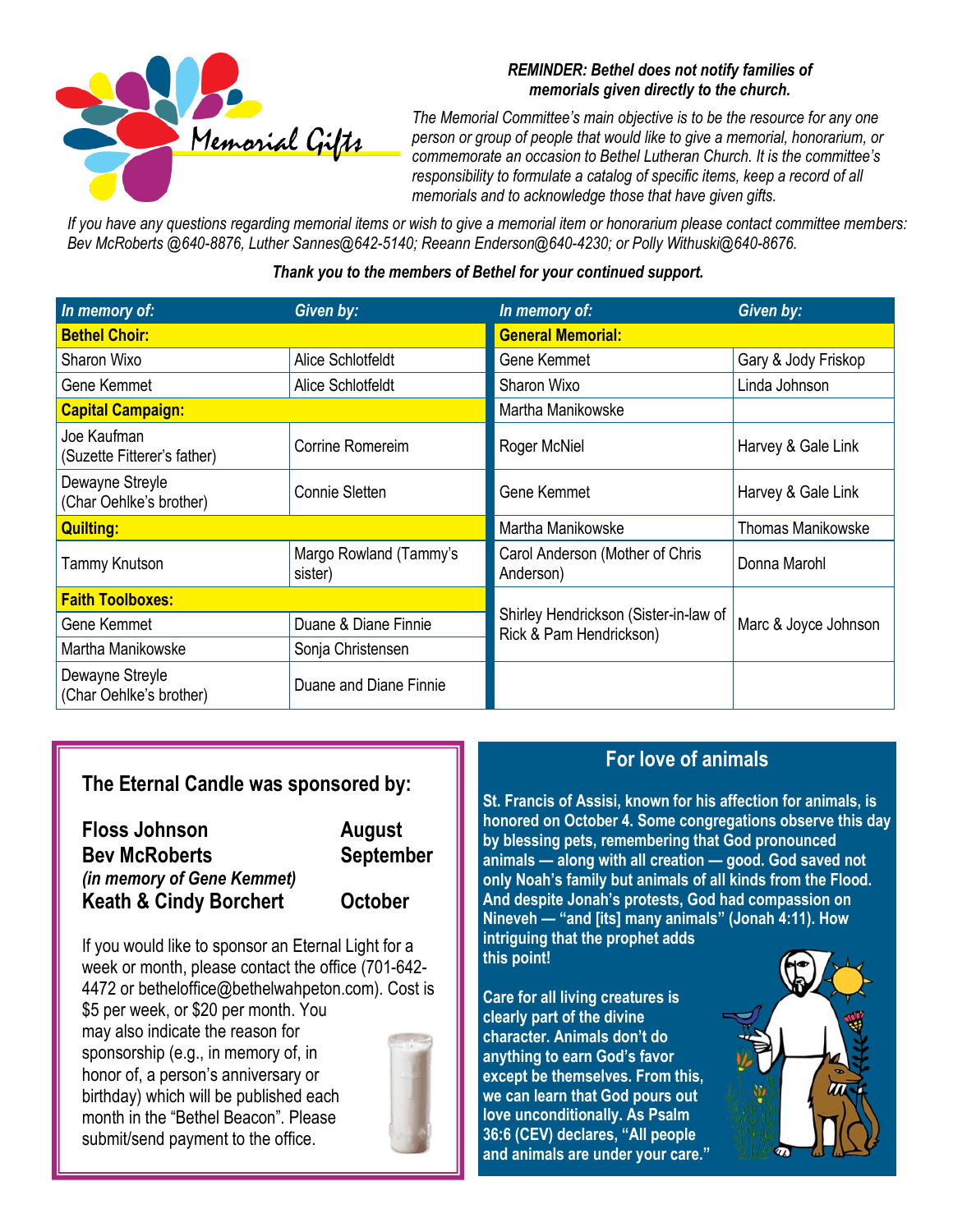# Memorial Gifts

***REMINDER: Bethel does not notify families of memorials given directly to the church.***

*The Memorial Committee's main objective is to be the resource for any one person or group of people that would like to give a memorial, honorarium, or commemorate an occasion to Bethel Lutheran Church. It is the committee's responsibility to formulate a catalog of specific items, keep a record of all memorials and to acknowledge those that have given gifts.*

*If you have any questions regarding memorial items or wish to give a memorial item or honorarium please contact committee members: Bev McRoberts @640-8876, Luther Sannes@642-5140; Reeann Enderson@640-4230; or Polly Withuski@640-8676.*

***Thank you to the members of Bethel for your continued support.***

| *In memory of:* | *Given by:* |
|---|---|
| **Bethel Choir:** | |
| Sharon Wixo | Alice Schlotfeldt |
| Gene Kemmet | Alice Schlotfeldt |
| **Capital Campaign:** | |
| Joe Kaufman (Suzette Fitterer's father) | Corrine Romereim |
| Dewayne Streyle (Char Oehlke's brother) | Connie Sletten |
| **Quilting:** | |
| Tammy Knutson | Margo Rowland (Tammy's sister) |
| **Faith Toolboxes:** | |
| Gene Kemmet | Duane & Diane Finnie |
| Martha Manikowske | Sonja Christensen |
| Dewayne Streyle (Char Oehlke's brother) | Duane and Diane Finnie |

| *In memory of:* | *Given by:* |
|---|---|
| **General Memorial:** | |
| Gene Kemmet | Gary & Jody Friskop |
| Sharon Wixo | Linda Johnson |
| Martha Manikowske | |
| Roger McNiel | Harvey & Gale Link |
| Gene Kemmet | Harvey & Gale Link |
| Martha Manikowske | Thomas Manikowske |
| Carol Anderson (Mother of Chris Anderson) | Donna Marohl |
| Shirley Hendrickson (Sister-in-law of Rick & Pam Hendrickson) | Marc & Joyce Johnson |

## The Eternal Candle was sponsored by:

**Floss Johnson** — **August**
**Bev McRoberts** — **September**
***(in memory of Gene Kemmet)***
**Keath & Cindy Borchert** — **October**

If you would like to sponsor an Eternal Light for a week or month, please contact the office (701-642-4472 or betheloffice@bethelwahpeton.com). Cost is $5 per week, or $20 per month. You may also indicate the reason for sponsorship (e.g., in memory of, in honor of, a person's anniversary or birthday) which will be published each month in the "Bethel Beacon". Please submit/send payment to the office.

## For love of animals

**St. Francis of Assisi, known for his affection for animals, is honored on October 4. Some congregations observe this day by blessing pets, remembering that God pronounced animals — along with all creation — good. God saved not only Noah's family but animals of all kinds from the Flood. And despite Jonah's protests, God had compassion on Nineveh — "and [its] many animals" (Jonah 4:11). How intriguing that the prophet adds this point!**

**Care for all living creatures is clearly part of the divine character. Animals don't do anything to earn God's favor except be themselves. From this, we can learn that God pours out love unconditionally. As Psalm 36:6 (CEV) declares, "All people and animals are under your care."**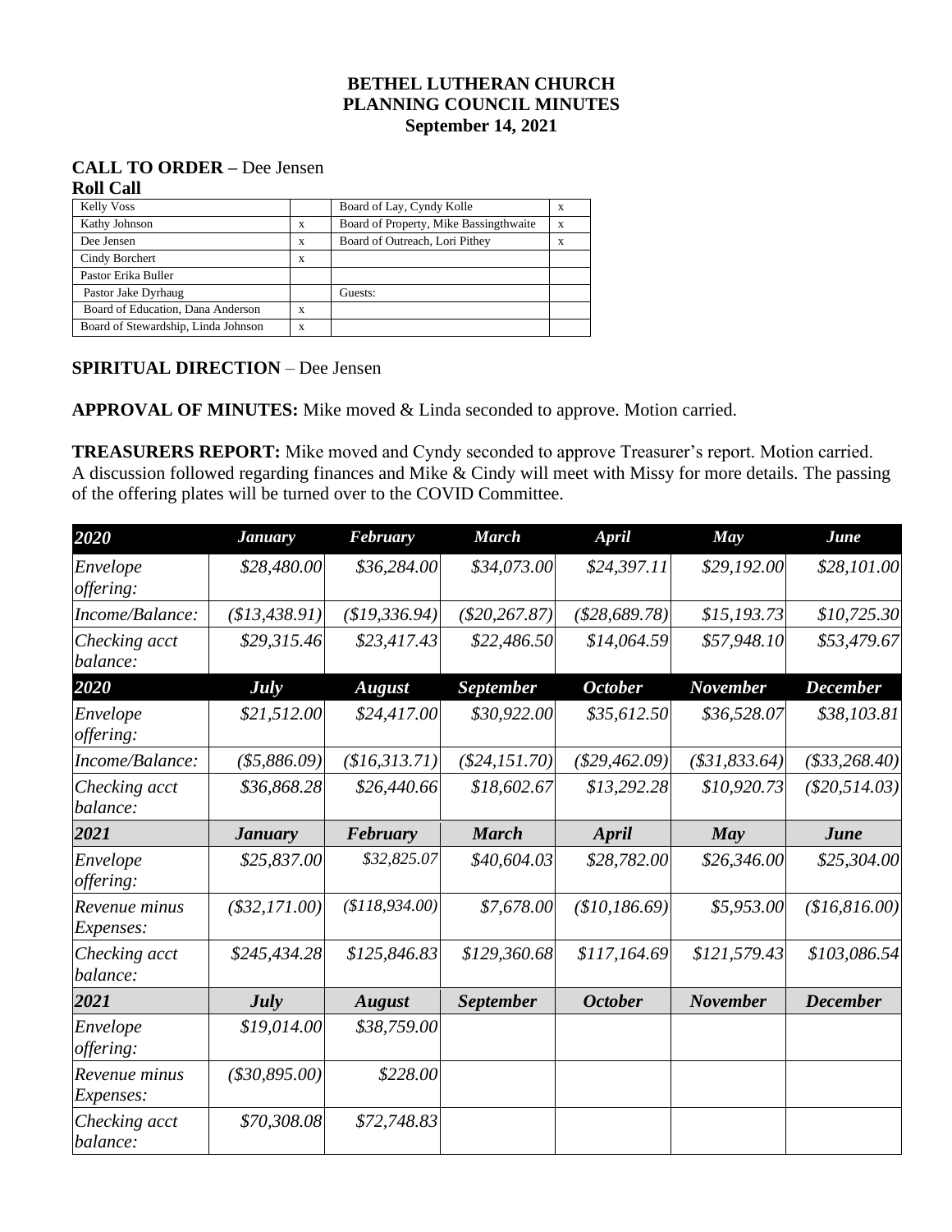**BETHEL LUTHERAN CHURCH**
**PLANNING COUNCIL MINUTES**
**September 14, 2021**

**CALL TO ORDER –** Dee Jensen

**Roll Call**

| | | | |
|---|---|---|---|
| Kelly Voss | | Board of Lay, Cyndy Kolle | x |
| Kathy Johnson | x | Board of Property, Mike Bassingthwaite | x |
| Dee Jensen | x | Board of Outreach, Lori Pithey | x |
| Cindy Borchert | x | | |
| Pastor Erika Buller | | | |
| Pastor Jake Dyrhaug | | Guests: | |
| Board of Education, Dana Anderson | x | | |
| Board of Stewardship, Linda Johnson | x | | |

**SPIRITUAL DIRECTION** – Dee Jensen

**APPROVAL OF MINUTES:** Mike moved & Linda seconded to approve. Motion carried.

**TREASURERS REPORT:** Mike moved and Cyndy seconded to approve Treasurer's report. Motion carried. A discussion followed regarding finances and Mike & Cindy will meet with Missy for more details. The passing of the offering plates will be turned over to the COVID Committee.

| *2020* | *January* | *February* | *March* | *April* | *May* | *June* |
|---|---|---|---|---|---|---|
| *Envelope offering:* | *$28,480.00* | *$36,284.00* | *$34,073.00* | *$24,397.11* | *$29,192.00* | *$28,101.00* |
| *Income/Balance:* | *($13,438.91)* | *($19,336.94)* | *($20,267.87)* | *($28,689.78)* | *$15,193.73* | *$10,725.30* |
| *Checking acct balance:* | *$29,315.46* | *$23,417.43* | *$22,486.50* | *$14,064.59* | *$57,948.10* | *$53,479.67* |
| ***2020*** | ***July*** | ***August*** | ***September*** | ***October*** | ***November*** | ***December*** |
| *Envelope offering:* | *$21,512.00* | *$24,417.00* | *$30,922.00* | *$35,612.50* | *$36,528.07* | *$38,103.81* |
| *Income/Balance:* | *($5,886.09)* | *($16,313.71)* | *($24,151.70)* | *($29,462.09)* | *($31,833.64)* | *($33,268.40)* |
| *Checking acct balance:* | *$36,868.28* | *$26,440.66* | *$18,602.67* | *$13,292.28* | *$10,920.73* | *($20,514.03)* |
| ***2021*** | ***January*** | ***February*** | ***March*** | ***April*** | ***May*** | ***June*** |
| *Envelope offering:* | *$25,837.00* | *$32,825.07* | *$40,604.03* | *$28,782.00* | *$26,346.00* | *$25,304.00* |
| *Revenue minus Expenses:* | *($32,171.00)* | *($118,934.00)* | *$7,678.00* | *($10,186.69)* | *$5,953.00* | *($16,816.00)* |
| *Checking acct balance:* | *$245,434.28* | *$125,846.83* | *$129,360.68* | *$117,164.69* | *$121,579.43* | *$103,086.54* |
| ***2021*** | ***July*** | ***August*** | ***September*** | ***October*** | ***November*** | ***December*** |
| *Envelope offering:* | *$19,014.00* | *$38,759.00* | | | | |
| *Revenue minus Expenses:* | *($30,895.00)* | *$228.00* | | | | |
| *Checking acct balance:* | *$70,308.08* | *$72,748.83* | | | | |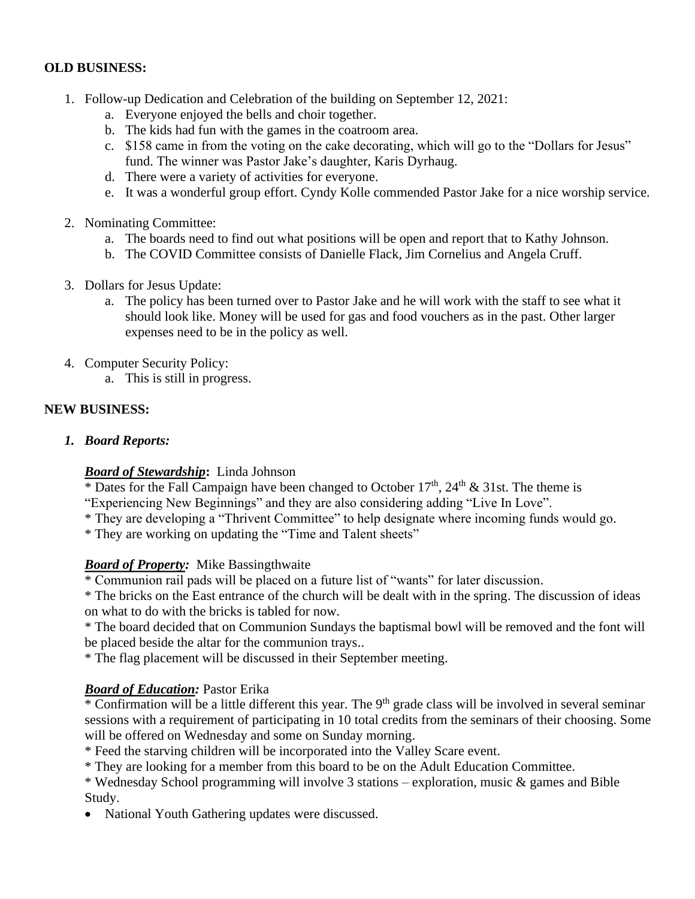**OLD BUSINESS:**

1. Follow-up Dedication and Celebration of the building on September 12, 2021:
    a. Everyone enjoyed the bells and choir together.
    b. The kids had fun with the games in the coatroom area.
    c. $158 came in from the voting on the cake decorating, which will go to the "Dollars for Jesus" fund. The winner was Pastor Jake's daughter, Karis Dyrhaug.
    d. There were a variety of activities for everyone.
    e. It was a wonderful group effort. Cyndy Kolle commended Pastor Jake for a nice worship service.

2. Nominating Committee:
    a. The boards need to find out what positions will be open and report that to Kathy Johnson.
    b. The COVID Committee consists of Danielle Flack, Jim Cornelius and Angela Cruff.

3. Dollars for Jesus Update:
    a. The policy has been turned over to Pastor Jake and he will work with the staff to see what it should look like. Money will be used for gas and food vouchers as in the past. Other larger expenses need to be in the policy as well.

4. Computer Security Policy:
    a. This is still in progress.

**NEW BUSINESS:**

***1. Board Reports:***

***Board of Stewardship*:** Linda Johnson
* Dates for the Fall Campaign have been changed to October 17th, 24th & 31st. The theme is "Experiencing New Beginnings" and they are also considering adding "Live In Love".
* They are developing a "Thrivent Committee" to help designate where incoming funds would go.
* They are working on updating the "Time and Talent sheets"

***Board of Property:*** Mike Bassingthwaite
* Communion rail pads will be placed on a future list of "wants" for later discussion.
* The bricks on the East entrance of the church will be dealt with in the spring. The discussion of ideas on what to do with the bricks is tabled for now.
* The board decided that on Communion Sundays the baptismal bowl will be removed and the font will be placed beside the altar for the communion trays..
* The flag placement will be discussed in their September meeting.

***Board of Education:*** Pastor Erika
* Confirmation will be a little different this year. The 9th grade class will be involved in several seminar sessions with a requirement of participating in 10 total credits from the seminars of their choosing. Some will be offered on Wednesday and some on Sunday morning.
* Feed the starving children will be incorporated into the Valley Scare event.
* They are looking for a member from this board to be on the Adult Education Committee.
* Wednesday School programming will involve 3 stations – exploration, music & games and Bible Study.

- National Youth Gathering updates were discussed.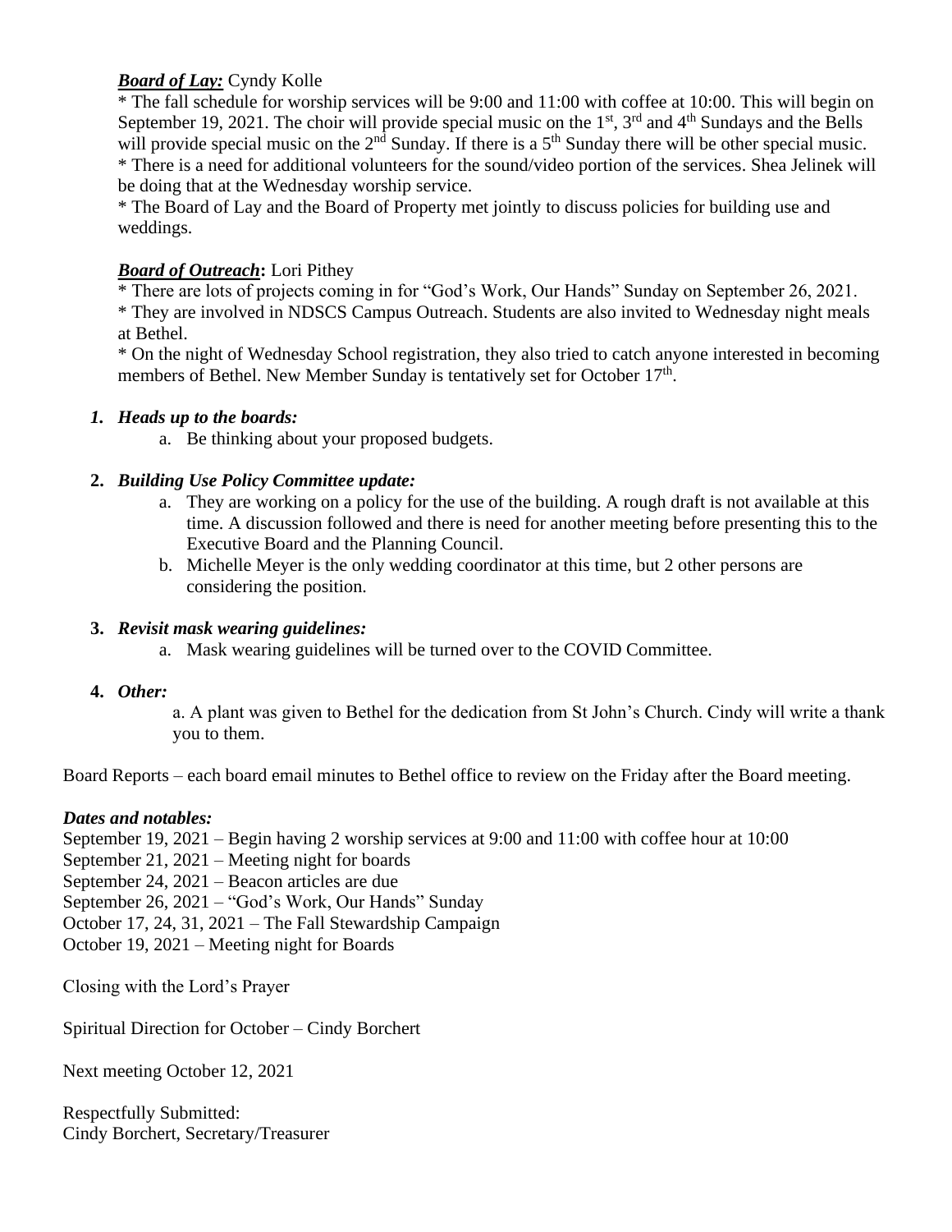***Board of Lay:*** Cyndy Kolle

* The fall schedule for worship services will be 9:00 and 11:00 with coffee at 10:00. This will begin on September 19, 2021. The choir will provide special music on the 1st, 3rd and 4th Sundays and the Bells will provide special music on the 2nd Sunday. If there is a 5th Sunday there will be other special music.
* There is a need for additional volunteers for the sound/video portion of the services. Shea Jelinek will be doing that at the Wednesday worship service.
* The Board of Lay and the Board of Property met jointly to discuss policies for building use and weddings.

***Board of Outreach*:** Lori Pithey

* There are lots of projects coming in for "God's Work, Our Hands" Sunday on September 26, 2021.
* They are involved in NDSCS Campus Outreach. Students are also invited to Wednesday night meals at Bethel.
* On the night of Wednesday School registration, they also tried to catch anyone interested in becoming members of Bethel. New Member Sunday is tentatively set for October 17th.

1. ***Heads up to the boards:***
   a. Be thinking about your proposed budgets.

2. ***Building Use Policy Committee update:***
   a. They are working on a policy for the use of the building. A rough draft is not available at this time. A discussion followed and there is need for another meeting before presenting this to the Executive Board and the Planning Council.
   b. Michelle Meyer is the only wedding coordinator at this time, but 2 other persons are considering the position.

3. ***Revisit mask wearing guidelines:***
   a. Mask wearing guidelines will be turned over to the COVID Committee.

4. ***Other:***
   a. A plant was given to Bethel for the dedication from St John's Church. Cindy will write a thank you to them.

Board Reports – each board email minutes to Bethel office to review on the Friday after the Board meeting.

***Dates and notables:***

September 19, 2021 – Begin having 2 worship services at 9:00 and 11:00 with coffee hour at 10:00
September 21, 2021 – Meeting night for boards
September 24, 2021 – Beacon articles are due
September 26, 2021 – "God's Work, Our Hands" Sunday
October 17, 24, 31, 2021 – The Fall Stewardship Campaign
October 19, 2021 – Meeting night for Boards

Closing with the Lord's Prayer

Spiritual Direction for October – Cindy Borchert

Next meeting October 12, 2021

Respectfully Submitted:
Cindy Borchert, Secretary/Treasurer